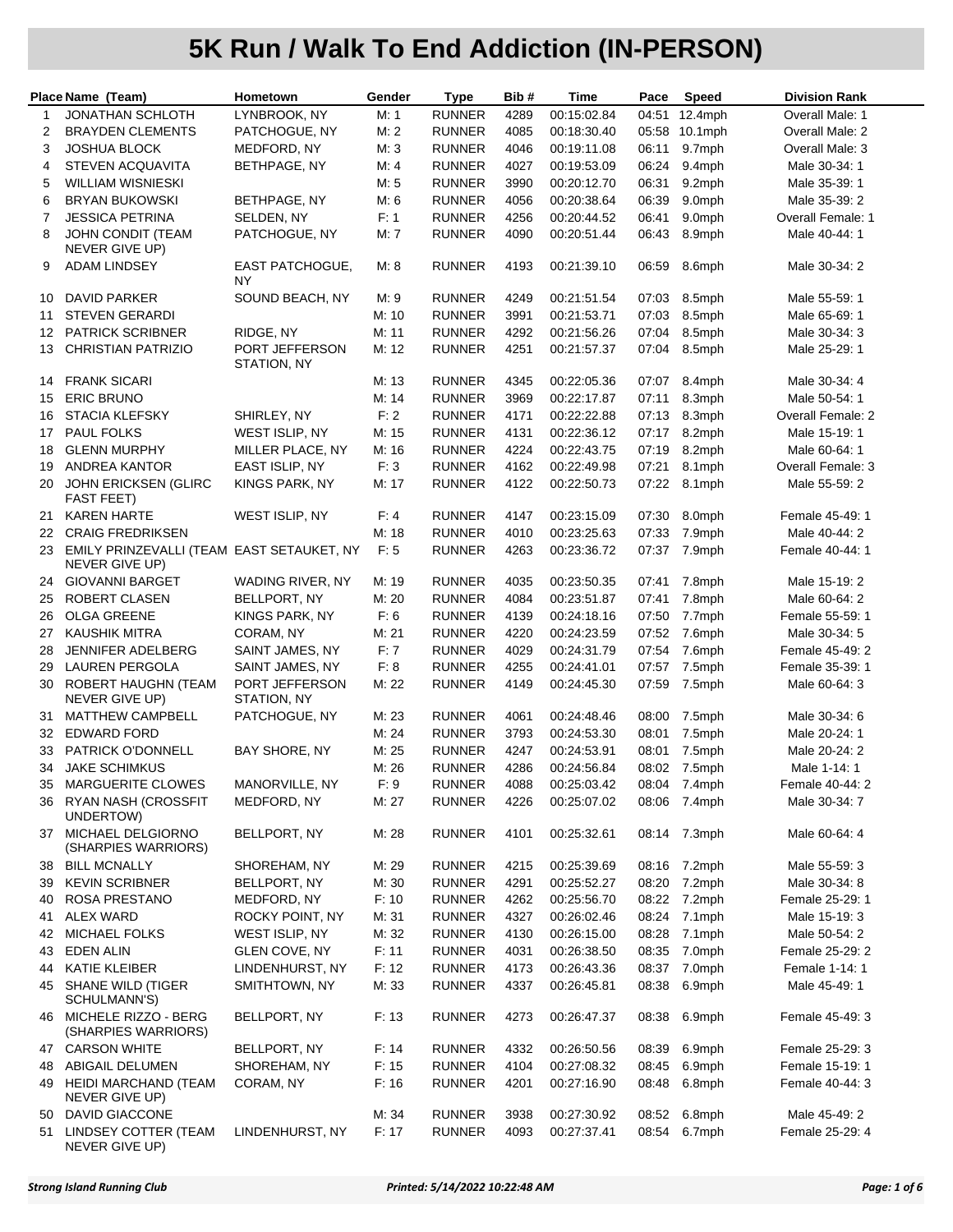# 5K Run / Walk To End Addiction (IN-PERSON)

| Place | Name (Team) | Hometown | Gender | Type | Bib # | Time | Pace | Speed | Division Rank |
|---|---|---|---|---|---|---|---|---|---|
| 1 | JONATHAN SCHLOTH | LYNBROOK, NY | M: 1 | RUNNER | 4289 | 00:15:02.84 | 04:51 | 12.4mph | Overall Male: 1 |
| 2 | BRAYDEN CLEMENTS | PATCHOGUE, NY | M: 2 | RUNNER | 4085 | 00:18:30.40 | 05:58 | 10.1mph | Overall Male: 2 |
| 3 | JOSHUA BLOCK | MEDFORD, NY | M: 3 | RUNNER | 4046 | 00:19:11.08 | 06:11 | 9.7mph | Overall Male: 3 |
| 4 | STEVEN ACQUAVITA | BETHPAGE, NY | M: 4 | RUNNER | 4027 | 00:19:53.09 | 06:24 | 9.4mph | Male 30-34: 1 |
| 5 | WILLIAM WISNIESKI | | M: 5 | RUNNER | 3990 | 00:20:12.70 | 06:31 | 9.2mph | Male 35-39: 1 |
| 6 | BRYAN BUKOWSKI | BETHPAGE, NY | M: 6 | RUNNER | 4056 | 00:20:38.64 | 06:39 | 9.0mph | Male 35-39: 2 |
| 7 | JESSICA PETRINA | SELDEN, NY | F: 1 | RUNNER | 4256 | 00:20:44.52 | 06:41 | 9.0mph | Overall Female: 1 |
| 8 | JOHN CONDIT (TEAM NEVER GIVE UP) | PATCHOGUE, NY | M: 7 | RUNNER | 4090 | 00:20:51.44 | 06:43 | 8.9mph | Male 40-44: 1 |
| 9 | ADAM LINDSEY | EAST PATCHOGUE, NY | M: 8 | RUNNER | 4193 | 00:21:39.10 | 06:59 | 8.6mph | Male 30-34: 2 |
| 10 | DAVID PARKER | SOUND BEACH, NY | M: 9 | RUNNER | 4249 | 00:21:51.54 | 07:03 | 8.5mph | Male 55-59: 1 |
| 11 | STEVEN GERARDI | | M: 10 | RUNNER | 3991 | 00:21:53.71 | 07:03 | 8.5mph | Male 65-69: 1 |
| 12 | PATRICK SCRIBNER | RIDGE, NY | M: 11 | RUNNER | 4292 | 00:21:56.26 | 07:04 | 8.5mph | Male 30-34: 3 |
| 13 | CHRISTIAN PATRIZIO | PORT JEFFERSON STATION, NY | M: 12 | RUNNER | 4251 | 00:21:57.37 | 07:04 | 8.5mph | Male 25-29: 1 |
| 14 | FRANK SICARI | | M: 13 | RUNNER | 4345 | 00:22:05.36 | 07:07 | 8.4mph | Male 30-34: 4 |
| 15 | ERIC BRUNO | | M: 14 | RUNNER | 3969 | 00:22:17.87 | 07:11 | 8.3mph | Male 50-54: 1 |
| 16 | STACIA KLEFSKY | SHIRLEY, NY | F: 2 | RUNNER | 4171 | 00:22:22.88 | 07:13 | 8.3mph | Overall Female: 2 |
| 17 | PAUL FOLKS | WEST ISLIP, NY | M: 15 | RUNNER | 4131 | 00:22:36.12 | 07:17 | 8.2mph | Male 15-19: 1 |
| 18 | GLENN MURPHY | MILLER PLACE, NY | M: 16 | RUNNER | 4224 | 00:22:43.75 | 07:19 | 8.2mph | Male 60-64: 1 |
| 19 | ANDREA KANTOR | EAST ISLIP, NY | F: 3 | RUNNER | 4162 | 00:22:49.98 | 07:21 | 8.1mph | Overall Female: 3 |
| 20 | JOHN ERICKSEN (GLIRC FAST FEET) | KINGS PARK, NY | M: 17 | RUNNER | 4122 | 00:22:50.73 | 07:22 | 8.1mph | Male 55-59: 2 |
| 21 | KAREN HARTE | WEST ISLIP, NY | F: 4 | RUNNER | 4147 | 00:23:15.09 | 07:30 | 8.0mph | Female 45-49: 1 |
| 22 | CRAIG FREDRIKSEN | | M: 18 | RUNNER | 4010 | 00:23:25.63 | 07:33 | 7.9mph | Male 40-44: 2 |
| 23 | EMILY PRINZEVALLI (TEAM NEVER GIVE UP) | EAST SETAUKET, NY | F: 5 | RUNNER | 4263 | 00:23:36.72 | 07:37 | 7.9mph | Female 40-44: 1 |
| 24 | GIOVANNI BARGET | WADING RIVER, NY | M: 19 | RUNNER | 4035 | 00:23:50.35 | 07:41 | 7.8mph | Male 15-19: 2 |
| 25 | ROBERT CLASEN | BELLPORT, NY | M: 20 | RUNNER | 4084 | 00:23:51.87 | 07:41 | 7.8mph | Male 60-64: 2 |
| 26 | OLGA GREENE | KINGS PARK, NY | F: 6 | RUNNER | 4139 | 00:24:18.16 | 07:50 | 7.7mph | Female 55-59: 1 |
| 27 | KAUSHIK MITRA | CORAM, NY | M: 21 | RUNNER | 4220 | 00:24:23.59 | 07:52 | 7.6mph | Male 30-34: 5 |
| 28 | JENNIFER ADELBERG | SAINT JAMES, NY | F: 7 | RUNNER | 4029 | 00:24:31.79 | 07:54 | 7.6mph | Female 45-49: 2 |
| 29 | LAUREN PERGOLA | SAINT JAMES, NY | F: 8 | RUNNER | 4255 | 00:24:41.01 | 07:57 | 7.5mph | Female 35-39: 1 |
| 30 | ROBERT HAUGHN (TEAM NEVER GIVE UP) | PORT JEFFERSON STATION, NY | M: 22 | RUNNER | 4149 | 00:24:45.30 | 07:59 | 7.5mph | Male 60-64: 3 |
| 31 | MATTHEW CAMPBELL | PATCHOGUE, NY | M: 23 | RUNNER | 4061 | 00:24:48.46 | 08:00 | 7.5mph | Male 30-34: 6 |
| 32 | EDWARD FORD | | M: 24 | RUNNER | 3793 | 00:24:53.30 | 08:01 | 7.5mph | Male 20-24: 1 |
| 33 | PATRICK O'DONNELL | BAY SHORE, NY | M: 25 | RUNNER | 4247 | 00:24:53.91 | 08:01 | 7.5mph | Male 20-24: 2 |
| 34 | JAKE SCHIMKUS | | M: 26 | RUNNER | 4286 | 00:24:56.84 | 08:02 | 7.5mph | Male 1-14: 1 |
| 35 | MARGUERITE CLOWES | MANORVILLE, NY | F: 9 | RUNNER | 4088 | 00:25:03.42 | 08:04 | 7.4mph | Female 40-44: 2 |
| 36 | RYAN NASH (CROSSFIT UNDERTOW) | MEDFORD, NY | M: 27 | RUNNER | 4226 | 00:25:07.02 | 08:06 | 7.4mph | Male 30-34: 7 |
| 37 | MICHAEL DELGIORNO (SHARPIES WARRIORS) | BELLPORT, NY | M: 28 | RUNNER | 4101 | 00:25:32.61 | 08:14 | 7.3mph | Male 60-64: 4 |
| 38 | BILL MCNALLY | SHOREHAM, NY | M: 29 | RUNNER | 4215 | 00:25:39.69 | 08:16 | 7.2mph | Male 55-59: 3 |
| 39 | KEVIN SCRIBNER | BELLPORT, NY | M: 30 | RUNNER | 4291 | 00:25:52.27 | 08:20 | 7.2mph | Male 30-34: 8 |
| 40 | ROSA PRESTANO | MEDFORD, NY | F: 10 | RUNNER | 4262 | 00:25:56.70 | 08:22 | 7.2mph | Female 25-29: 1 |
| 41 | ALEX WARD | ROCKY POINT, NY | M: 31 | RUNNER | 4327 | 00:26:02.46 | 08:24 | 7.1mph | Male 15-19: 3 |
| 42 | MICHAEL FOLKS | WEST ISLIP, NY | M: 32 | RUNNER | 4130 | 00:26:15.00 | 08:28 | 7.1mph | Male 50-54: 2 |
| 43 | EDEN ALIN | GLEN COVE, NY | F: 11 | RUNNER | 4031 | 00:26:38.50 | 08:35 | 7.0mph | Female 25-29: 2 |
| 44 | KATIE KLEIBER | LINDENHURST, NY | F: 12 | RUNNER | 4173 | 00:26:43.36 | 08:37 | 7.0mph | Female 1-14: 1 |
| 45 | SHANE WILD (TIGER SCHULMANN'S) | SMITHTOWN, NY | M: 33 | RUNNER | 4337 | 00:26:45.81 | 08:38 | 6.9mph | Male 45-49: 1 |
| 46 | MICHELE RIZZO - BERG (SHARPIES WARRIORS) | BELLPORT, NY | F: 13 | RUNNER | 4273 | 00:26:47.37 | 08:38 | 6.9mph | Female 45-49: 3 |
| 47 | CARSON WHITE | BELLPORT, NY | F: 14 | RUNNER | 4332 | 00:26:50.56 | 08:39 | 6.9mph | Female 25-29: 3 |
| 48 | ABIGAIL DELUMEN | SHOREHAM, NY | F: 15 | RUNNER | 4104 | 00:27:08.32 | 08:45 | 6.9mph | Female 15-19: 1 |
| 49 | HEIDI MARCHAND (TEAM NEVER GIVE UP) | CORAM, NY | F: 16 | RUNNER | 4201 | 00:27:16.90 | 08:48 | 6.8mph | Female 40-44: 3 |
| 50 | DAVID GIACCONE | | M: 34 | RUNNER | 3938 | 00:27:30.92 | 08:52 | 6.8mph | Male 45-49: 2 |
| 51 | LINDSEY COTTER (TEAM NEVER GIVE UP) | LINDENHURST, NY | F: 17 | RUNNER | 4093 | 00:27:37.41 | 08:54 | 6.7mph | Female 25-29: 4 |

*Strong Island Running Club* *Printed: 5/14/2022 10:22:48 AM*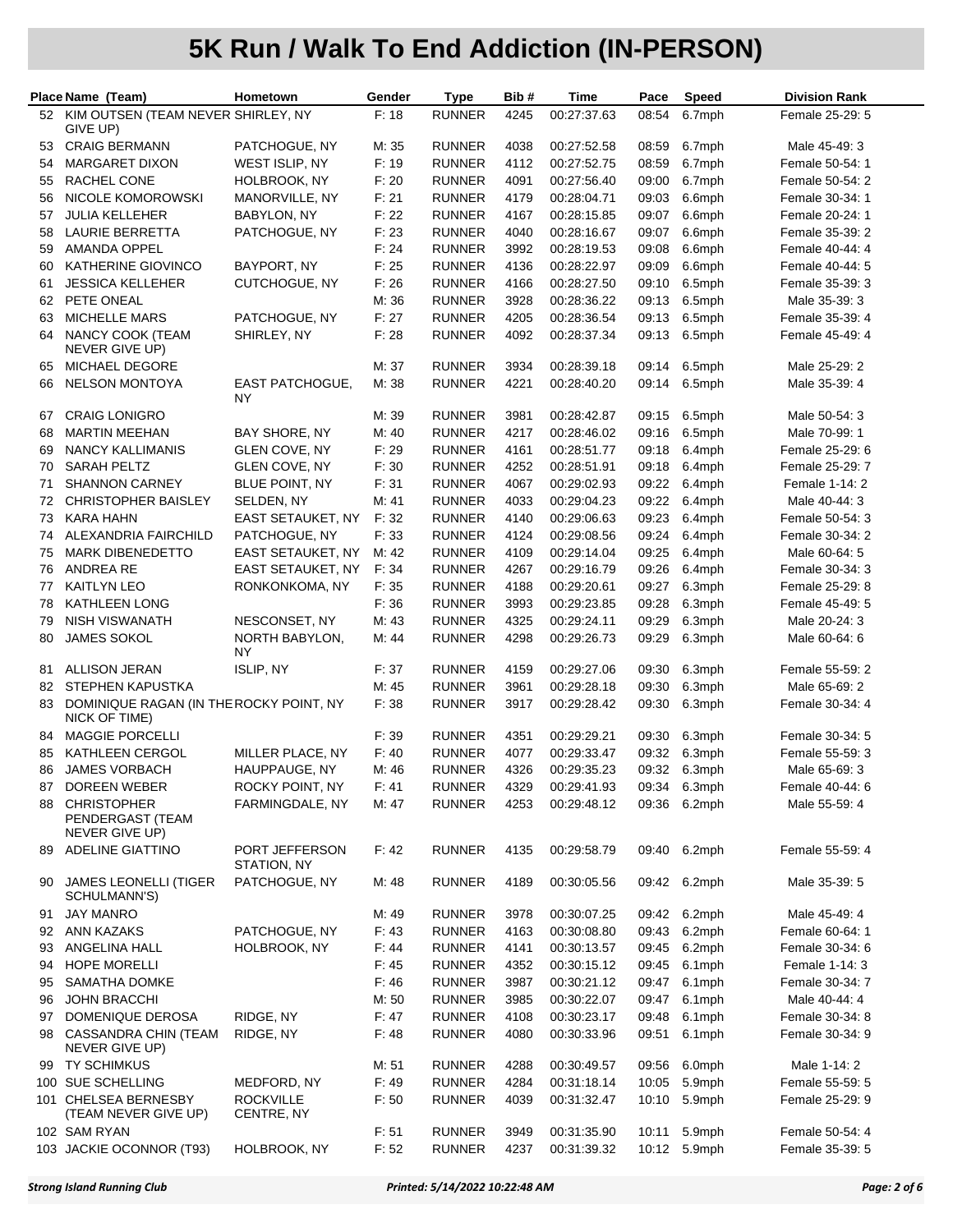# 5K Run / Walk To End Addiction (IN-PERSON)

| Place | Name (Team) | Hometown | Gender | Type | Bib # | Time | Pace | Speed | Division Rank |
|---|---|---|---|---|---|---|---|---|---|
| 52 | KIM OUTSEN (TEAM NEVER GIVE UP) | SHIRLEY, NY | F: 18 | RUNNER | 4245 | 00:27:37.63 | 08:54 | 6.7mph | Female 25-29: 5 |
| 53 | CRAIG BERMANN | PATCHOGUE, NY | M: 35 | RUNNER | 4038 | 00:27:52.58 | 08:59 | 6.7mph | Male 45-49: 3 |
| 54 | MARGARET DIXON | WEST ISLIP, NY | F: 19 | RUNNER | 4112 | 00:27:52.75 | 08:59 | 6.7mph | Female 50-54: 1 |
| 55 | RACHEL CONE | HOLBROOK, NY | F: 20 | RUNNER | 4091 | 00:27:56.40 | 09:00 | 6.7mph | Female 50-54: 2 |
| 56 | NICOLE KOMOROWSKI | MANORVILLE, NY | F: 21 | RUNNER | 4179 | 00:28:04.71 | 09:03 | 6.6mph | Female 30-34: 1 |
| 57 | JULIA KELLEHER | BABYLON, NY | F: 22 | RUNNER | 4167 | 00:28:15.85 | 09:07 | 6.6mph | Female 20-24: 1 |
| 58 | LAURIE BERRETTA | PATCHOGUE, NY | F: 23 | RUNNER | 4040 | 00:28:16.67 | 09:07 | 6.6mph | Female 35-39: 2 |
| 59 | AMANDA OPPEL | | F: 24 | RUNNER | 3992 | 00:28:19.53 | 09:08 | 6.6mph | Female 40-44: 4 |
| 60 | KATHERINE GIOVINCO | BAYPORT, NY | F: 25 | RUNNER | 4136 | 00:28:22.97 | 09:09 | 6.6mph | Female 40-44: 5 |
| 61 | JESSICA KELLEHER | CUTCHOGUE, NY | F: 26 | RUNNER | 4166 | 00:28:27.50 | 09:10 | 6.5mph | Female 35-39: 3 |
| 62 | PETE ONEAL | | M: 36 | RUNNER | 3928 | 00:28:36.22 | 09:13 | 6.5mph | Male 35-39: 3 |
| 63 | MICHELLE MARS | PATCHOGUE, NY | F: 27 | RUNNER | 4205 | 00:28:36.54 | 09:13 | 6.5mph | Female 35-39: 4 |
| 64 | NANCY COOK (TEAM NEVER GIVE UP) | SHIRLEY, NY | F: 28 | RUNNER | 4092 | 00:28:37.34 | 09:13 | 6.5mph | Female 45-49: 4 |
| 65 | MICHAEL DEGORE | | M: 37 | RUNNER | 3934 | 00:28:39.18 | 09:14 | 6.5mph | Male 25-29: 2 |
| 66 | NELSON MONTOYA | EAST PATCHOGUE, NY | M: 38 | RUNNER | 4221 | 00:28:40.20 | 09:14 | 6.5mph | Male 35-39: 4 |
| 67 | CRAIG LONIGRO | | M: 39 | RUNNER | 3981 | 00:28:42.87 | 09:15 | 6.5mph | Male 50-54: 3 |
| 68 | MARTIN MEEHAN | BAY SHORE, NY | M: 40 | RUNNER | 4217 | 00:28:46.02 | 09:16 | 6.5mph | Male 70-99: 1 |
| 69 | NANCY KALLIMANIS | GLEN COVE, NY | F: 29 | RUNNER | 4161 | 00:28:51.77 | 09:18 | 6.4mph | Female 25-29: 6 |
| 70 | SARAH PELTZ | GLEN COVE, NY | F: 30 | RUNNER | 4252 | 00:28:51.91 | 09:18 | 6.4mph | Female 25-29: 7 |
| 71 | SHANNON CARNEY | BLUE POINT, NY | F: 31 | RUNNER | 4067 | 00:29:02.93 | 09:22 | 6.4mph | Female 1-14: 2 |
| 72 | CHRISTOPHER BAISLEY | SELDEN, NY | M: 41 | RUNNER | 4033 | 00:29:04.23 | 09:22 | 6.4mph | Male 40-44: 3 |
| 73 | KARA HAHN | EAST SETAUKET, NY | F: 32 | RUNNER | 4140 | 00:29:06.63 | 09:23 | 6.4mph | Female 50-54: 3 |
| 74 | ALEXANDRIA FAIRCHILD | PATCHOGUE, NY | F: 33 | RUNNER | 4124 | 00:29:08.56 | 09:24 | 6.4mph | Female 30-34: 2 |
| 75 | MARK DIBENEDETTO | EAST SETAUKET, NY | M: 42 | RUNNER | 4109 | 00:29:14.04 | 09:25 | 6.4mph | Male 60-64: 5 |
| 76 | ANDREA RE | EAST SETAUKET, NY | F: 34 | RUNNER | 4267 | 00:29:16.79 | 09:26 | 6.4mph | Female 30-34: 3 |
| 77 | KAITLYN LEO | RONKONKOMA, NY | F: 35 | RUNNER | 4188 | 00:29:20.61 | 09:27 | 6.3mph | Female 25-29: 8 |
| 78 | KATHLEEN LONG | | F: 36 | RUNNER | 3993 | 00:29:23.85 | 09:28 | 6.3mph | Female 45-49: 5 |
| 79 | NISH VISWANATH | NESCONSET, NY | M: 43 | RUNNER | 4325 | 00:29:24.11 | 09:29 | 6.3mph | Male 20-24: 3 |
| 80 | JAMES SOKOL | NORTH BABYLON, NY | M: 44 | RUNNER | 4298 | 00:29:26.73 | 09:29 | 6.3mph | Male 60-64: 6 |
| 81 | ALLISON JERAN | ISLIP, NY | F: 37 | RUNNER | 4159 | 00:29:27.06 | 09:30 | 6.3mph | Female 55-59: 2 |
| 82 | STEPHEN KAPUSTKA | | M: 45 | RUNNER | 3961 | 00:29:28.18 | 09:30 | 6.3mph | Male 65-69: 2 |
| 83 | DOMINIQUE RAGAN (IN THE NICK OF TIME) | ROCKY POINT, NY | F: 38 | RUNNER | 3917 | 00:29:28.42 | 09:30 | 6.3mph | Female 30-34: 4 |
| 84 | MAGGIE PORCELLI | | F: 39 | RUNNER | 4351 | 00:29:29.21 | 09:30 | 6.3mph | Female 30-34: 5 |
| 85 | KATHLEEN CERGOL | MILLER PLACE, NY | F: 40 | RUNNER | 4077 | 00:29:33.47 | 09:32 | 6.3mph | Female 55-59: 3 |
| 86 | JAMES VORBACH | HAUPPAUGE, NY | M: 46 | RUNNER | 4326 | 00:29:35.23 | 09:32 | 6.3mph | Male 65-69: 3 |
| 87 | DOREEN WEBER | ROCKY POINT, NY | F: 41 | RUNNER | 4329 | 00:29:41.93 | 09:34 | 6.3mph | Female 40-44: 6 |
| 88 | CHRISTOPHER PENDERGAST (TEAM NEVER GIVE UP) | FARMINGDALE, NY | M: 47 | RUNNER | 4253 | 00:29:48.12 | 09:36 | 6.2mph | Male 55-59: 4 |
| 89 | ADELINE GIATTINO | PORT JEFFERSON STATION, NY | F: 42 | RUNNER | 4135 | 00:29:58.79 | 09:40 | 6.2mph | Female 55-59: 4 |
| 90 | JAMES LEONELLI (TIGER SCHULMANN'S) | PATCHOGUE, NY | M: 48 | RUNNER | 4189 | 00:30:05.56 | 09:42 | 6.2mph | Male 35-39: 5 |
| 91 | JAY MANRO | | M: 49 | RUNNER | 3978 | 00:30:07.25 | 09:42 | 6.2mph | Male 45-49: 4 |
| 92 | ANN KAZAKS | PATCHOGUE, NY | F: 43 | RUNNER | 4163 | 00:30:08.80 | 09:43 | 6.2mph | Female 60-64: 1 |
| 93 | ANGELINA HALL | HOLBROOK, NY | F: 44 | RUNNER | 4141 | 00:30:13.57 | 09:45 | 6.2mph | Female 30-34: 6 |
| 94 | HOPE MORELLI | | F: 45 | RUNNER | 4352 | 00:30:15.12 | 09:45 | 6.1mph | Female 1-14: 3 |
| 95 | SAMATHA DOMKE | | F: 46 | RUNNER | 3987 | 00:30:21.12 | 09:47 | 6.1mph | Female 30-34: 7 |
| 96 | JOHN BRACCHI | | M: 50 | RUNNER | 3985 | 00:30:22.07 | 09:47 | 6.1mph | Male 40-44: 4 |
| 97 | DOMENIQUE DEROSA | RIDGE, NY | F: 47 | RUNNER | 4108 | 00:30:23.17 | 09:48 | 6.1mph | Female 30-34: 8 |
| 98 | CASSANDRA CHIN (TEAM NEVER GIVE UP) | RIDGE, NY | F: 48 | RUNNER | 4080 | 00:30:33.96 | 09:51 | 6.1mph | Female 30-34: 9 |
| 99 | TY SCHIMKUS | | M: 51 | RUNNER | 4288 | 00:30:49.57 | 09:56 | 6.0mph | Male 1-14: 2 |
| 100 | SUE SCHELLING | MEDFORD, NY | F: 49 | RUNNER | 4284 | 00:31:18.14 | 10:05 | 5.9mph | Female 55-59: 5 |
| 101 | CHELSEA BERNESBY (TEAM NEVER GIVE UP) | ROCKVILLE CENTRE, NY | F: 50 | RUNNER | 4039 | 00:31:32.47 | 10:10 | 5.9mph | Female 25-29: 9 |
| 102 | SAM RYAN | | F: 51 | RUNNER | 3949 | 00:31:35.90 | 10:11 | 5.9mph | Female 50-54: 4 |
| 103 | JACKIE OCONNOR (T93) | HOLBROOK, NY | F: 52 | RUNNER | 4237 | 00:31:39.32 | 10:12 | 5.9mph | Female 35-39: 5 |

*Strong Island Running Club* *Printed: 5/14/2022 10:22:48 AM*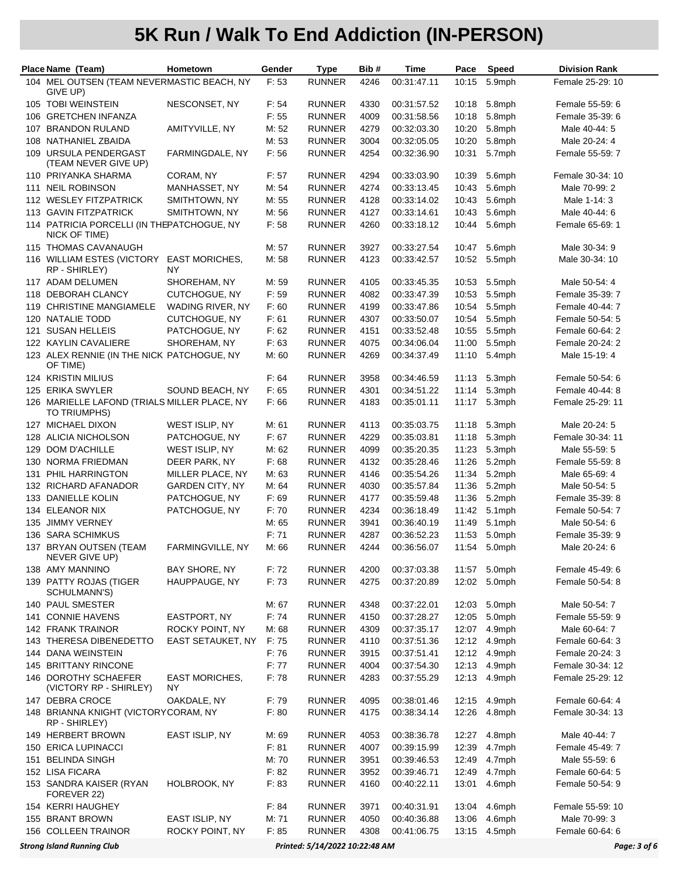# 5K Run / Walk To End Addiction (IN-PERSON)

| Place | Name (Team) | Hometown | Gender | Type | Bib # | Time | Pace | Speed | Division Rank |
|---|---|---|---|---|---|---|---|---|---|
| 104 | MEL OUTSEN (TEAM NEVER GIVE UP) | MASTIC BEACH, NY | F: 53 | RUNNER | 4246 | 00:31:47.11 | 10:15 | 5.9mph | Female 25-29: 10 |
| 105 | TOBI WEINSTEIN | NESCONSET, NY | F: 54 | RUNNER | 4330 | 00:31:57.52 | 10:18 | 5.8mph | Female 55-59: 6 |
| 106 | GRETCHEN INFANZA | | F: 55 | RUNNER | 4009 | 00:31:58.56 | 10:18 | 5.8mph | Female 35-39: 6 |
| 107 | BRANDON RULAND | AMITYVILLE, NY | M: 52 | RUNNER | 4279 | 00:32:03.30 | 10:20 | 5.8mph | Male 40-44: 5 |
| 108 | NATHANIEL ZBAIDA | | M: 53 | RUNNER | 3004 | 00:32:05.05 | 10:20 | 5.8mph | Male 20-24: 4 |
| 109 | URSULA PENDERGAST (TEAM NEVER GIVE UP) | FARMINGDALE, NY | F: 56 | RUNNER | 4254 | 00:32:36.90 | 10:31 | 5.7mph | Female 55-59: 7 |
| 110 | PRIYANKA SHARMA | CORAM, NY | F: 57 | RUNNER | 4294 | 00:33:03.90 | 10:39 | 5.6mph | Female 30-34: 10 |
| 111 | NEIL ROBINSON | MANHASSET, NY | M: 54 | RUNNER | 4274 | 00:33:13.45 | 10:43 | 5.6mph | Male 70-99: 2 |
| 112 | WESLEY FITZPATRICK | SMITHTOWN, NY | M: 55 | RUNNER | 4128 | 00:33:14.02 | 10:43 | 5.6mph | Male 1-14: 3 |
| 113 | GAVIN FITZPATRICK | SMITHTOWN, NY | M: 56 | RUNNER | 4127 | 00:33:14.61 | 10:43 | 5.6mph | Male 40-44: 6 |
| 114 | PATRICIA PORCELLI (IN THE NICK OF TIME) | PATCHOGUE, NY | F: 58 | RUNNER | 4260 | 00:33:18.12 | 10:44 | 5.6mph | Female 65-69: 1 |
| 115 | THOMAS CAVANAUGH | | M: 57 | RUNNER | 3927 | 00:33:27.54 | 10:47 | 5.6mph | Male 30-34: 9 |
| 116 | WILLIAM ESTES (VICTORY RP - SHIRLEY) | EAST MORICHES, NY | M: 58 | RUNNER | 4123 | 00:33:42.57 | 10:52 | 5.5mph | Male 30-34: 10 |
| 117 | ADAM DELUMEN | SHOREHAM, NY | M: 59 | RUNNER | 4105 | 00:33:45.35 | 10:53 | 5.5mph | Male 50-54: 4 |
| 118 | DEBORAH CLANCY | CUTCHOGUE, NY | F: 59 | RUNNER | 4082 | 00:33:47.39 | 10:53 | 5.5mph | Female 35-39: 7 |
| 119 | CHRISTINE MANGIAMELE | WADING RIVER, NY | F: 60 | RUNNER | 4199 | 00:33:47.86 | 10:54 | 5.5mph | Female 40-44: 7 |
| 120 | NATALIE TODD | CUTCHOGUE, NY | F: 61 | RUNNER | 4307 | 00:33:50.07 | 10:54 | 5.5mph | Female 50-54: 5 |
| 121 | SUSAN HELLEIS | PATCHOGUE, NY | F: 62 | RUNNER | 4151 | 00:33:52.48 | 10:55 | 5.5mph | Female 60-64: 2 |
| 122 | KAYLIN CAVALIERE | SHOREHAM, NY | F: 63 | RUNNER | 4075 | 00:34:06.04 | 11:00 | 5.5mph | Female 20-24: 2 |
| 123 | ALEX RENNIE (IN THE NICK OF TIME) | PATCHOGUE, NY | M: 60 | RUNNER | 4269 | 00:34:37.49 | 11:10 | 5.4mph | Male 15-19: 4 |
| 124 | KRISTIN MILIUS | | F: 64 | RUNNER | 3958 | 00:34:46.59 | 11:13 | 5.3mph | Female 50-54: 6 |
| 125 | ERIKA SWYLER | SOUND BEACH, NY | F: 65 | RUNNER | 4301 | 00:34:51.22 | 11:14 | 5.3mph | Female 40-44: 8 |
| 126 | MARIELLE LAFOND (TRIALS TO TRIUMPHS) | MILLER PLACE, NY | F: 66 | RUNNER | 4183 | 00:35:01.11 | 11:17 | 5.3mph | Female 25-29: 11 |
| 127 | MICHAEL DIXON | WEST ISLIP, NY | M: 61 | RUNNER | 4113 | 00:35:03.75 | 11:18 | 5.3mph | Male 20-24: 5 |
| 128 | ALICIA NICHOLSON | PATCHOGUE, NY | F: 67 | RUNNER | 4229 | 00:35:03.81 | 11:18 | 5.3mph | Female 30-34: 11 |
| 129 | DOM D'ACHILLE | WEST ISLIP, NY | M: 62 | RUNNER | 4099 | 00:35:20.35 | 11:23 | 5.3mph | Male 55-59: 5 |
| 130 | NORMA FRIEDMAN | DEER PARK, NY | F: 68 | RUNNER | 4132 | 00:35:28.46 | 11:26 | 5.2mph | Female 55-59: 8 |
| 131 | PHIL HARRINGTON | MILLER PLACE, NY | M: 63 | RUNNER | 4146 | 00:35:54.26 | 11:34 | 5.2mph | Male 65-69: 4 |
| 132 | RICHARD AFANADOR | GARDEN CITY, NY | M: 64 | RUNNER | 4030 | 00:35:57.84 | 11:36 | 5.2mph | Male 50-54: 5 |
| 133 | DANIELLE KOLIN | PATCHOGUE, NY | F: 69 | RUNNER | 4177 | 00:35:59.48 | 11:36 | 5.2mph | Female 35-39: 8 |
| 134 | ELEANOR NIX | PATCHOGUE, NY | F: 70 | RUNNER | 4234 | 00:36:18.49 | 11:42 | 5.1mph | Female 50-54: 7 |
| 135 | JIMMY VERNEY | | M: 65 | RUNNER | 3941 | 00:36:40.19 | 11:49 | 5.1mph | Male 50-54: 6 |
| 136 | SARA SCHIMKUS | | F: 71 | RUNNER | 4287 | 00:36:52.23 | 11:53 | 5.0mph | Female 35-39: 9 |
| 137 | BRYAN OUTSEN (TEAM NEVER GIVE UP) | FARMINGVILLE, NY | M: 66 | RUNNER | 4244 | 00:36:56.07 | 11:54 | 5.0mph | Male 20-24: 6 |
| 138 | AMY MANNINO | BAY SHORE, NY | F: 72 | RUNNER | 4200 | 00:37:03.38 | 11:57 | 5.0mph | Female 45-49: 6 |
| 139 | PATTY ROJAS (TIGER SCHULMANN'S) | HAUPPAUGE, NY | F: 73 | RUNNER | 4275 | 00:37:20.89 | 12:02 | 5.0mph | Female 50-54: 8 |
| 140 | PAUL SMESTER | | M: 67 | RUNNER | 4348 | 00:37:22.01 | 12:03 | 5.0mph | Male 50-54: 7 |
| 141 | CONNIE HAVENS | EASTPORT, NY | F: 74 | RUNNER | 4150 | 00:37:28.27 | 12:05 | 5.0mph | Female 55-59: 9 |
| 142 | FRANK TRAINOR | ROCKY POINT, NY | M: 68 | RUNNER | 4309 | 00:37:35.17 | 12:07 | 4.9mph | Male 60-64: 7 |
| 143 | THERESA DIBENEDETTO | EAST SETAUKET, NY | F: 75 | RUNNER | 4110 | 00:37:51.36 | 12:12 | 4.9mph | Female 60-64: 3 |
| 144 | DANA WEINSTEIN | | F: 76 | RUNNER | 3915 | 00:37:51.41 | 12:12 | 4.9mph | Female 20-24: 3 |
| 145 | BRITTANY RINCONE | | F: 77 | RUNNER | 4004 | 00:37:54.30 | 12:13 | 4.9mph | Female 30-34: 12 |
| 146 | DOROTHY SCHAEFER (VICTORY RP - SHIRLEY) | EAST MORICHES, NY | F: 78 | RUNNER | 4283 | 00:37:55.29 | 12:13 | 4.9mph | Female 25-29: 12 |
| 147 | DEBRA CROCE | OAKDALE, NY | F: 79 | RUNNER | 4095 | 00:38:01.46 | 12:15 | 4.9mph | Female 60-64: 4 |
| 148 | BRIANNA KNIGHT (VICTORY RP - SHIRLEY) | CORAM, NY | F: 80 | RUNNER | 4175 | 00:38:34.14 | 12:26 | 4.8mph | Female 30-34: 13 |
| 149 | HERBERT BROWN | EAST ISLIP, NY | M: 69 | RUNNER | 4053 | 00:38:36.78 | 12:27 | 4.8mph | Male 40-44: 7 |
| 150 | ERICA LUPINACCI | | F: 81 | RUNNER | 4007 | 00:39:15.99 | 12:39 | 4.7mph | Female 45-49: 7 |
| 151 | BELINDA SINGH | | M: 70 | RUNNER | 3951 | 00:39:46.53 | 12:49 | 4.7mph | Male 55-59: 6 |
| 152 | LISA FICARA | | F: 82 | RUNNER | 3952 | 00:39:46.71 | 12:49 | 4.7mph | Female 60-64: 5 |
| 153 | SANDRA KAISER (RYAN FOREVER 22) | HOLBROOK, NY | F: 83 | RUNNER | 4160 | 00:40:22.11 | 13:01 | 4.6mph | Female 50-54: 9 |
| 154 | KERRI HAUGHEY | | F: 84 | RUNNER | 3971 | 00:40:31.91 | 13:04 | 4.6mph | Female 55-59: 10 |
| 155 | BRANT BROWN | EAST ISLIP, NY | M: 71 | RUNNER | 4050 | 00:40:36.88 | 13:06 | 4.6mph | Male 70-99: 3 |
| 156 | COLLEEN TRAINOR | ROCKY POINT, NY | F: 85 | RUNNER | 4308 | 00:41:06.75 | 13:15 | 4.5mph | Female 60-64: 6 |

Strong Island Running Club — Printed: 5/14/2022 10:22:48 AM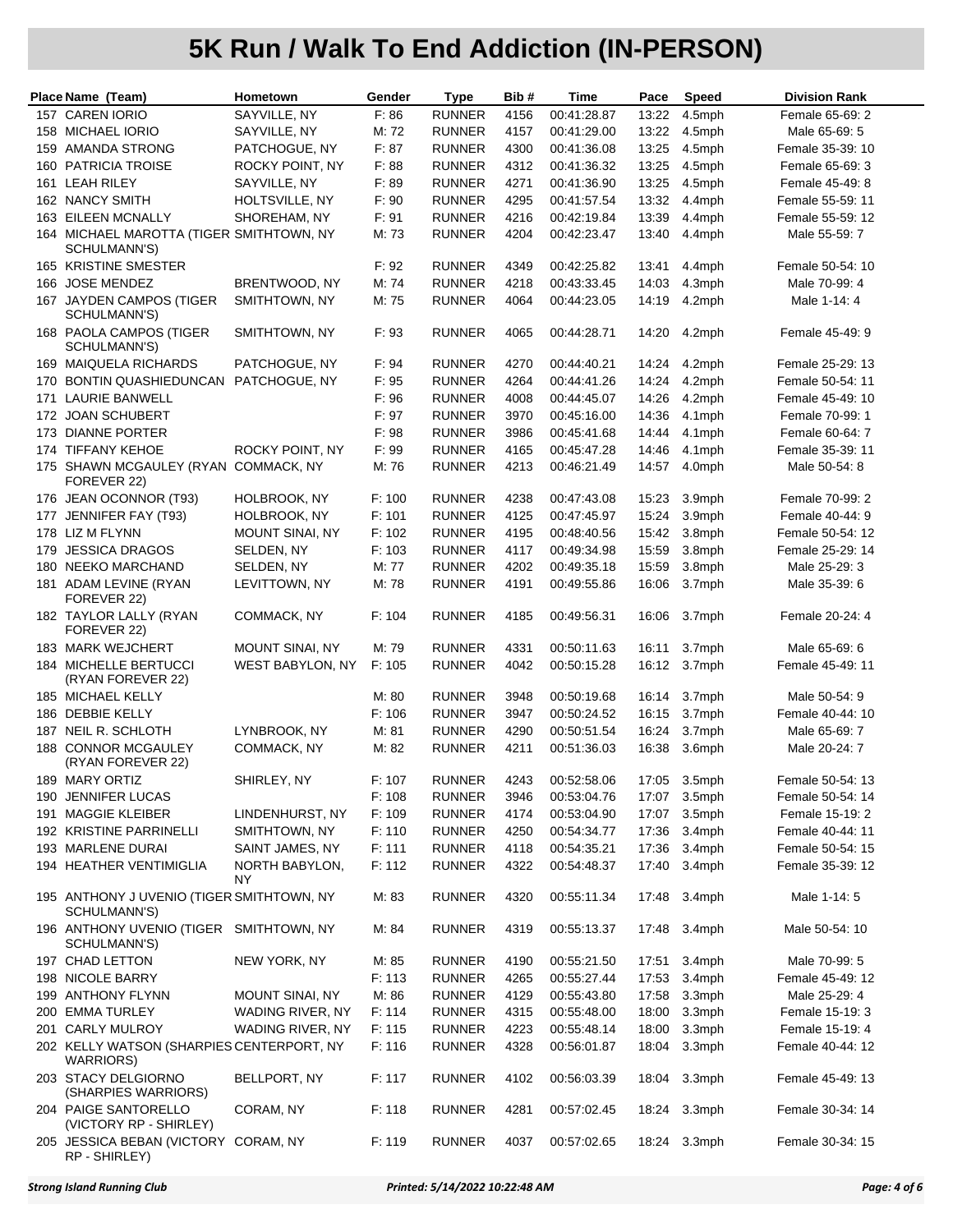# 5K Run / Walk To End Addiction (IN-PERSON)

| Place | Name (Team) | Hometown | Gender | Type | Bib # | Time | Pace | Speed | Division Rank |
|---|---|---|---|---|---|---|---|---|---|
| 157 | CAREN IORIO | SAYVILLE, NY | F: 86 | RUNNER | 4156 | 00:41:28.87 | 13:22 | 4.5mph | Female 65-69: 2 |
| 158 | MICHAEL IORIO | SAYVILLE, NY | M: 72 | RUNNER | 4157 | 00:41:29.00 | 13:22 | 4.5mph | Male 65-69: 5 |
| 159 | AMANDA STRONG | PATCHOGUE, NY | F: 87 | RUNNER | 4300 | 00:41:36.08 | 13:25 | 4.5mph | Female 35-39: 10 |
| 160 | PATRICIA TROISE | ROCKY POINT, NY | F: 88 | RUNNER | 4312 | 00:41:36.32 | 13:25 | 4.5mph | Female 65-69: 3 |
| 161 | LEAH RILEY | SAYVILLE, NY | F: 89 | RUNNER | 4271 | 00:41:36.90 | 13:25 | 4.5mph | Female 45-49: 8 |
| 162 | NANCY SMITH | HOLTSVILLE, NY | F: 90 | RUNNER | 4295 | 00:41:57.54 | 13:32 | 4.4mph | Female 55-59: 11 |
| 163 | EILEEN MCNALLY | SHOREHAM, NY | F: 91 | RUNNER | 4216 | 00:42:19.84 | 13:39 | 4.4mph | Female 55-59: 12 |
| 164 | MICHAEL MAROTTA (TIGER SCHULMANN'S) | SMITHTOWN, NY | M: 73 | RUNNER | 4204 | 00:42:23.47 | 13:40 | 4.4mph | Male 55-59: 7 |
| 165 | KRISTINE SMESTER | | F: 92 | RUNNER | 4349 | 00:42:25.82 | 13:41 | 4.4mph | Female 50-54: 10 |
| 166 | JOSE MENDEZ | BRENTWOOD, NY | M: 74 | RUNNER | 4218 | 00:43:33.45 | 14:03 | 4.3mph | Male 70-99: 4 |
| 167 | JAYDEN CAMPOS (TIGER SCHULMANN'S) | SMITHTOWN, NY | M: 75 | RUNNER | 4064 | 00:44:23.05 | 14:19 | 4.2mph | Male 1-14: 4 |
| 168 | PAOLA CAMPOS (TIGER SCHULMANN'S) | SMITHTOWN, NY | F: 93 | RUNNER | 4065 | 00:44:28.71 | 14:20 | 4.2mph | Female 45-49: 9 |
| 169 | MAIQUELA RICHARDS | PATCHOGUE, NY | F: 94 | RUNNER | 4270 | 00:44:40.21 | 14:24 | 4.2mph | Female 25-29: 13 |
| 170 | BONTIN QUASHIEDUNCAN | PATCHOGUE, NY | F: 95 | RUNNER | 4264 | 00:44:41.26 | 14:24 | 4.2mph | Female 50-54: 11 |
| 171 | LAURIE BANWELL | | F: 96 | RUNNER | 4008 | 00:44:45.07 | 14:26 | 4.2mph | Female 45-49: 10 |
| 172 | JOAN SCHUBERT | | F: 97 | RUNNER | 3970 | 00:45:16.00 | 14:36 | 4.1mph | Female 70-99: 1 |
| 173 | DIANNE PORTER | | F: 98 | RUNNER | 3986 | 00:45:41.68 | 14:44 | 4.1mph | Female 60-64: 7 |
| 174 | TIFFANY KEHOE | ROCKY POINT, NY | F: 99 | RUNNER | 4165 | 00:45:47.28 | 14:46 | 4.1mph | Female 35-39: 11 |
| 175 | SHAWN MCGAULEY (RYAN FOREVER 22) | COMMACK, NY | M: 76 | RUNNER | 4213 | 00:46:21.49 | 14:57 | 4.0mph | Male 50-54: 8 |
| 176 | JEAN OCONNOR (T93) | HOLBROOK, NY | F: 100 | RUNNER | 4238 | 00:47:43.08 | 15:23 | 3.9mph | Female 70-99: 2 |
| 177 | JENNIFER FAY (T93) | HOLBROOK, NY | F: 101 | RUNNER | 4125 | 00:47:45.97 | 15:24 | 3.9mph | Female 40-44: 9 |
| 178 | LIZ M FLYNN | MOUNT SINAI, NY | F: 102 | RUNNER | 4195 | 00:48:40.56 | 15:42 | 3.8mph | Female 50-54: 12 |
| 179 | JESSICA DRAGOS | SELDEN, NY | F: 103 | RUNNER | 4117 | 00:49:34.98 | 15:59 | 3.8mph | Female 25-29: 14 |
| 180 | NEEKO MARCHAND | SELDEN, NY | M: 77 | RUNNER | 4202 | 00:49:35.18 | 15:59 | 3.8mph | Male 25-29: 3 |
| 181 | ADAM LEVINE (RYAN FOREVER 22) | LEVITTOWN, NY | M: 78 | RUNNER | 4191 | 00:49:55.86 | 16:06 | 3.7mph | Male 35-39: 6 |
| 182 | TAYLOR LALLY (RYAN FOREVER 22) | COMMACK, NY | F: 104 | RUNNER | 4185 | 00:49:56.31 | 16:06 | 3.7mph | Female 20-24: 4 |
| 183 | MARK WEJCHERT | MOUNT SINAI, NY | M: 79 | RUNNER | 4331 | 00:50:11.63 | 16:11 | 3.7mph | Male 65-69: 6 |
| 184 | MICHELLE BERTUCCI (RYAN FOREVER 22) | WEST BABYLON, NY | F: 105 | RUNNER | 4042 | 00:50:15.28 | 16:12 | 3.7mph | Female 45-49: 11 |
| 185 | MICHAEL KELLY | | M: 80 | RUNNER | 3948 | 00:50:19.68 | 16:14 | 3.7mph | Male 50-54: 9 |
| 186 | DEBBIE KELLY | | F: 106 | RUNNER | 3947 | 00:50:24.52 | 16:15 | 3.7mph | Female 40-44: 10 |
| 187 | NEIL R. SCHLOTH | LYNBROOK, NY | M: 81 | RUNNER | 4290 | 00:50:51.54 | 16:24 | 3.7mph | Male 65-69: 7 |
| 188 | CONNOR MCGAULEY (RYAN FOREVER 22) | COMMACK, NY | M: 82 | RUNNER | 4211 | 00:51:36.03 | 16:38 | 3.6mph | Male 20-24: 7 |
| 189 | MARY ORTIZ | SHIRLEY, NY | F: 107 | RUNNER | 4243 | 00:52:58.06 | 17:05 | 3.5mph | Female 50-54: 13 |
| 190 | JENNIFER LUCAS | | F: 108 | RUNNER | 3946 | 00:53:04.76 | 17:07 | 3.5mph | Female 50-54: 14 |
| 191 | MAGGIE KLEIBER | LINDENHURST, NY | F: 109 | RUNNER | 4174 | 00:53:04.90 | 17:07 | 3.5mph | Female 15-19: 2 |
| 192 | KRISTINE PARRINELLI | SMITHTOWN, NY | F: 110 | RUNNER | 4250 | 00:54:34.77 | 17:36 | 3.4mph | Female 40-44: 11 |
| 193 | MARLENE DURAI | SAINT JAMES, NY | F: 111 | RUNNER | 4118 | 00:54:35.21 | 17:36 | 3.4mph | Female 50-54: 15 |
| 194 | HEATHER VENTIMIGLIA | NORTH BABYLON, NY | F: 112 | RUNNER | 4322 | 00:54:48.37 | 17:40 | 3.4mph | Female 35-39: 12 |
| 195 | ANTHONY J UVENIO (TIGER SCHULMANN'S) | SMITHTOWN, NY | M: 83 | RUNNER | 4320 | 00:55:11.34 | 17:48 | 3.4mph | Male 1-14: 5 |
| 196 | ANTHONY UVENIO (TIGER SCHULMANN'S) | SMITHTOWN, NY | M: 84 | RUNNER | 4319 | 00:55:13.37 | 17:48 | 3.4mph | Male 50-54: 10 |
| 197 | CHAD LETTON | NEW YORK, NY | M: 85 | RUNNER | 4190 | 00:55:21.50 | 17:51 | 3.4mph | Male 70-99: 5 |
| 198 | NICOLE BARRY | | F: 113 | RUNNER | 4265 | 00:55:27.44 | 17:53 | 3.4mph | Female 45-49: 12 |
| 199 | ANTHONY FLYNN | MOUNT SINAI, NY | M: 86 | RUNNER | 4129 | 00:55:43.80 | 17:58 | 3.3mph | Male 25-29: 4 |
| 200 | EMMA TURLEY | WADING RIVER, NY | F: 114 | RUNNER | 4315 | 00:55:48.00 | 18:00 | 3.3mph | Female 15-19: 3 |
| 201 | CARLY MULROY | WADING RIVER, NY | F: 115 | RUNNER | 4223 | 00:55:48.14 | 18:00 | 3.3mph | Female 15-19: 4 |
| 202 | KELLY WATSON (SHARPIES WARRIORS) | CENTERPORT, NY | F: 116 | RUNNER | 4328 | 00:56:01.87 | 18:04 | 3.3mph | Female 40-44: 12 |
| 203 | STACY DELGIORNO (SHARPIES WARRIORS) | BELLPORT, NY | F: 117 | RUNNER | 4102 | 00:56:03.39 | 18:04 | 3.3mph | Female 45-49: 13 |
| 204 | PAIGE SANTORELLO (VICTORY RP - SHIRLEY) | CORAM, NY | F: 118 | RUNNER | 4281 | 00:57:02.45 | 18:24 | 3.3mph | Female 30-34: 14 |
| 205 | JESSICA BEBAN (VICTORY RP - SHIRLEY) | CORAM, NY | F: 119 | RUNNER | 4037 | 00:57:02.65 | 18:24 | 3.3mph | Female 30-34: 15 |

*Strong Island Running Club* *Printed: 5/14/2022 10:22:48 AM*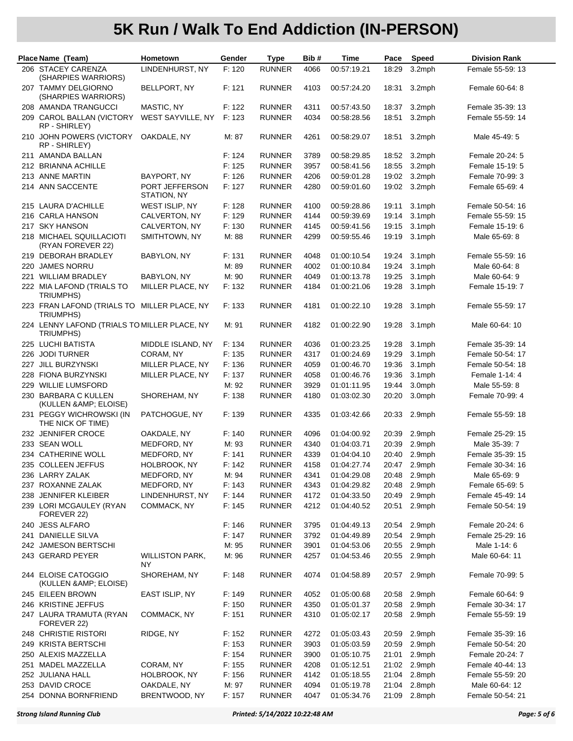# 5K Run / Walk To End Addiction (IN-PERSON)

| Place | Name (Team) | Hometown | Gender | Type | Bib # | Time | Pace | Speed | Division Rank |
|---|---|---|---|---|---|---|---|---|---|
| 206 | STACEY CARENZA (SHARPIES WARRIORS) | LINDENHURST, NY | F: 120 | RUNNER | 4066 | 00:57:19.21 | 18:29 | 3.2mph | Female 55-59: 13 |
| 207 | TAMMY DELGIORNO (SHARPIES WARRIORS) | BELLPORT, NY | F: 121 | RUNNER | 4103 | 00:57:24.20 | 18:31 | 3.2mph | Female 60-64: 8 |
| 208 | AMANDA TRANGUCCI | MASTIC, NY | F: 122 | RUNNER | 4311 | 00:57:43.50 | 18:37 | 3.2mph | Female 35-39: 13 |
| 209 | CAROL BALLAN (VICTORY RP - SHIRLEY) | WEST SAYVILLE, NY | F: 123 | RUNNER | 4034 | 00:58:28.56 | 18:51 | 3.2mph | Female 55-59: 14 |
| 210 | JOHN POWERS (VICTORY RP - SHIRLEY) | OAKDALE, NY | M: 87 | RUNNER | 4261 | 00:58:29.07 | 18:51 | 3.2mph | Male 45-49: 5 |
| 211 | AMANDA BALLAN | | F: 124 | RUNNER | 3789 | 00:58:29.85 | 18:52 | 3.2mph | Female 20-24: 5 |
| 212 | BRIANNA ACHILLE | | F: 125 | RUNNER | 3957 | 00:58:41.56 | 18:55 | 3.2mph | Female 15-19: 5 |
| 213 | ANNE MARTIN | BAYPORT, NY | F: 126 | RUNNER | 4206 | 00:59:01.28 | 19:02 | 3.2mph | Female 70-99: 3 |
| 214 | ANN SACCENTE | PORT JEFFERSON STATION, NY | F: 127 | RUNNER | 4280 | 00:59:01.60 | 19:02 | 3.2mph | Female 65-69: 4 |
| 215 | LAURA D'ACHILLE | WEST ISLIP, NY | F: 128 | RUNNER | 4100 | 00:59:28.86 | 19:11 | 3.1mph | Female 50-54: 16 |
| 216 | CARLA HANSON | CALVERTON, NY | F: 129 | RUNNER | 4144 | 00:59:39.69 | 19:14 | 3.1mph | Female 55-59: 15 |
| 217 | SKY HANSON | CALVERTON, NY | F: 130 | RUNNER | 4145 | 00:59:41.56 | 19:15 | 3.1mph | Female 15-19: 6 |
| 218 | MICHAEL SQUILLACIOTI (RYAN FOREVER 22) | SMITHTOWN, NY | M: 88 | RUNNER | 4299 | 00:59:55.46 | 19:19 | 3.1mph | Male 65-69: 8 |
| 219 | DEBORAH BRADLEY | BABYLON, NY | F: 131 | RUNNER | 4048 | 01:00:10.54 | 19:24 | 3.1mph | Female 55-59: 16 |
| 220 | JAMES NORRU | | M: 89 | RUNNER | 4002 | 01:00:10.84 | 19:24 | 3.1mph | Male 60-64: 8 |
| 221 | WILLIAM BRADLEY | BABYLON, NY | M: 90 | RUNNER | 4049 | 01:00:13.78 | 19:25 | 3.1mph | Male 60-64: 9 |
| 222 | MIA LAFOND (TRIALS TO TRIUMPHS) | MILLER PLACE, NY | F: 132 | RUNNER | 4184 | 01:00:21.06 | 19:28 | 3.1mph | Female 15-19: 7 |
| 223 | FRAN LAFOND (TRIALS TO TRIUMPHS) | MILLER PLACE, NY | F: 133 | RUNNER | 4181 | 01:00:22.10 | 19:28 | 3.1mph | Female 55-59: 17 |
| 224 | LENNY LAFOND (TRIALS TO TRIUMPHS) | MILLER PLACE, NY | M: 91 | RUNNER | 4182 | 01:00:22.90 | 19:28 | 3.1mph | Male 60-64: 10 |
| 225 | LUCHI BATISTA | MIDDLE ISLAND, NY | F: 134 | RUNNER | 4036 | 01:00:23.25 | 19:28 | 3.1mph | Female 35-39: 14 |
| 226 | JODI TURNER | CORAM, NY | F: 135 | RUNNER | 4317 | 01:00:24.69 | 19:29 | 3.1mph | Female 50-54: 17 |
| 227 | JILL BURZYNSKI | MILLER PLACE, NY | F: 136 | RUNNER | 4059 | 01:00:46.70 | 19:36 | 3.1mph | Female 50-54: 18 |
| 228 | FIONA BURZYNSKI | MILLER PLACE, NY | F: 137 | RUNNER | 4058 | 01:00:46.76 | 19:36 | 3.1mph | Female 1-14: 4 |
| 229 | WILLIE LUMSFORD | | M: 92 | RUNNER | 3929 | 01:01:11.95 | 19:44 | 3.0mph | Male 55-59: 8 |
| 230 | BARBARA C KULLEN (KULLEN &AMP; ELOISE) | SHOREHAM, NY | F: 138 | RUNNER | 4180 | 01:03:02.30 | 20:20 | 3.0mph | Female 70-99: 4 |
| 231 | PEGGY WICHROWSKI (IN THE NICK OF TIME) | PATCHOGUE, NY | F: 139 | RUNNER | 4335 | 01:03:42.66 | 20:33 | 2.9mph | Female 55-59: 18 |
| 232 | JENNIFER CROCE | OAKDALE, NY | F: 140 | RUNNER | 4096 | 01:04:00.92 | 20:39 | 2.9mph | Female 25-29: 15 |
| 233 | SEAN WOLL | MEDFORD, NY | M: 93 | RUNNER | 4340 | 01:04:03.71 | 20:39 | 2.9mph | Male 35-39: 7 |
| 234 | CATHERINE WOLL | MEDFORD, NY | F: 141 | RUNNER | 4339 | 01:04:04.10 | 20:40 | 2.9mph | Female 35-39: 15 |
| 235 | COLLEEN JEFFUS | HOLBROOK, NY | F: 142 | RUNNER | 4158 | 01:04:27.74 | 20:47 | 2.9mph | Female 30-34: 16 |
| 236 | LARRY ZALAK | MEDFORD, NY | M: 94 | RUNNER | 4341 | 01:04:29.08 | 20:48 | 2.9mph | Male 65-69: 9 |
| 237 | ROXANNE ZALAK | MEDFORD, NY | F: 143 | RUNNER | 4343 | 01:04:29.82 | 20:48 | 2.9mph | Female 65-69: 5 |
| 238 | JENNIFER KLEIBER | LINDENHURST, NY | F: 144 | RUNNER | 4172 | 01:04:33.50 | 20:49 | 2.9mph | Female 45-49: 14 |
| 239 | LORI MCGAULEY (RYAN FOREVER 22) | COMMACK, NY | F: 145 | RUNNER | 4212 | 01:04:40.52 | 20:51 | 2.9mph | Female 50-54: 19 |
| 240 | JESS ALFARO | | F: 146 | RUNNER | 3795 | 01:04:49.13 | 20:54 | 2.9mph | Female 20-24: 6 |
| 241 | DANIELLE SILVA | | F: 147 | RUNNER | 3792 | 01:04:49.89 | 20:54 | 2.9mph | Female 25-29: 16 |
| 242 | JAMESON BERTSCHI | | M: 95 | RUNNER | 3901 | 01:04:53.06 | 20:55 | 2.9mph | Male 1-14: 6 |
| 243 | GERARD PEYER | WILLISTON PARK, NY | M: 96 | RUNNER | 4257 | 01:04:53.46 | 20:55 | 2.9mph | Male 60-64: 11 |
| 244 | ELOISE CATOGGIO (KULLEN &AMP; ELOISE) | SHOREHAM, NY | F: 148 | RUNNER | 4074 | 01:04:58.89 | 20:57 | 2.9mph | Female 70-99: 5 |
| 245 | EILEEN BROWN | EAST ISLIP, NY | F: 149 | RUNNER | 4052 | 01:05:00.68 | 20:58 | 2.9mph | Female 60-64: 9 |
| 246 | KRISTINE JEFFUS | | F: 150 | RUNNER | 4350 | 01:05:01.37 | 20:58 | 2.9mph | Female 30-34: 17 |
| 247 | LAURA TRAMUTA (RYAN FOREVER 22) | COMMACK, NY | F: 151 | RUNNER | 4310 | 01:05:02.17 | 20:58 | 2.9mph | Female 55-59: 19 |
| 248 | CHRISTIE RISTORI | RIDGE, NY | F: 152 | RUNNER | 4272 | 01:05:03.43 | 20:59 | 2.9mph | Female 35-39: 16 |
| 249 | KRISTA BERTSCHI | | F: 153 | RUNNER | 3903 | 01:05:03.59 | 20:59 | 2.9mph | Female 50-54: 20 |
| 250 | ALEXIS MAZZELLA | | F: 154 | RUNNER | 3900 | 01:05:10.75 | 21:01 | 2.9mph | Female 20-24: 7 |
| 251 | MADEL MAZZELLA | CORAM, NY | F: 155 | RUNNER | 4208 | 01:05:12.51 | 21:02 | 2.9mph | Female 40-44: 13 |
| 252 | JULIANA HALL | HOLBROOK, NY | F: 156 | RUNNER | 4142 | 01:05:18.55 | 21:04 | 2.8mph | Female 55-59: 20 |
| 253 | DAVID CROCE | OAKDALE, NY | M: 97 | RUNNER | 4094 | 01:05:19.78 | 21:04 | 2.8mph | Male 60-64: 12 |
| 254 | DONNA BORNFRIEND | BRENTWOOD, NY | F: 157 | RUNNER | 4047 | 01:05:34.76 | 21:09 | 2.8mph | Female 50-54: 21 |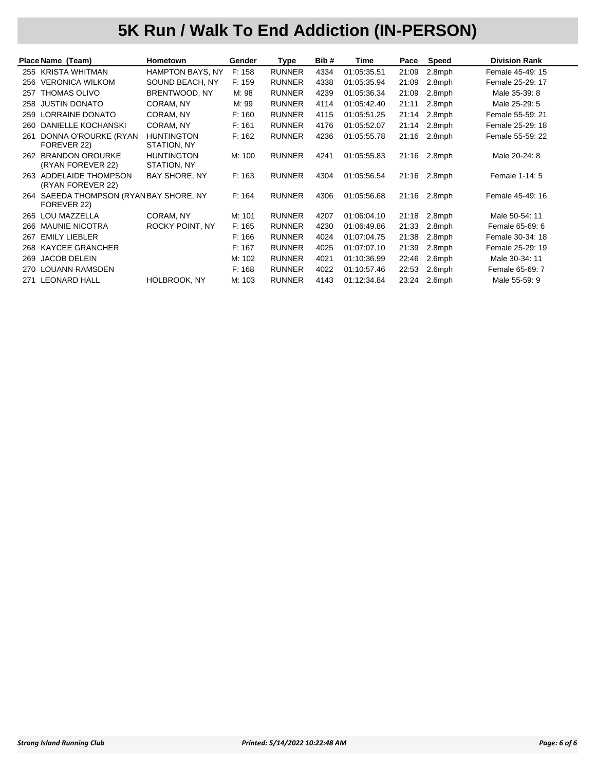# 5K Run / Walk To End Addiction (IN-PERSON)

| Place | Name (Team) | Hometown | Gender | Type | Bib # | Time | Pace | Speed | Division Rank |
|---|---|---|---|---|---|---|---|---|---|
| 255 | KRISTA WHITMAN | HAMPTON BAYS, NY | F: 158 | RUNNER | 4334 | 01:05:35.51 | 21:09 | 2.8mph | Female 45-49: 15 |
| 256 | VERONICA WILKOM | SOUND BEACH, NY | F: 159 | RUNNER | 4338 | 01:05:35.94 | 21:09 | 2.8mph | Female 25-29: 17 |
| 257 | THOMAS OLIVO | BRENTWOOD, NY | M: 98 | RUNNER | 4239 | 01:05:36.34 | 21:09 | 2.8mph | Male 35-39: 8 |
| 258 | JUSTIN DONATO | CORAM, NY | M: 99 | RUNNER | 4114 | 01:05:42.40 | 21:11 | 2.8mph | Male 25-29: 5 |
| 259 | LORRAINE DONATO | CORAM, NY | F: 160 | RUNNER | 4115 | 01:05:51.25 | 21:14 | 2.8mph | Female 55-59: 21 |
| 260 | DANIELLE KOCHANSKI | CORAM, NY | F: 161 | RUNNER | 4176 | 01:05:52.07 | 21:14 | 2.8mph | Female 25-29: 18 |
| 261 | DONNA O'ROURKE (RYAN FOREVER 22) | HUNTINGTON STATION, NY | F: 162 | RUNNER | 4236 | 01:05:55.78 | 21:16 | 2.8mph | Female 55-59: 22 |
| 262 | BRANDON OROURKE (RYAN FOREVER 22) | HUNTINGTON STATION, NY | M: 100 | RUNNER | 4241 | 01:05:55.83 | 21:16 | 2.8mph | Male 20-24: 8 |
| 263 | ADDELAIDE THOMPSON (RYAN FOREVER 22) | BAY SHORE, NY | F: 163 | RUNNER | 4304 | 01:05:56.54 | 21:16 | 2.8mph | Female 1-14: 5 |
| 264 | SAEEDA THOMPSON (RYAN FOREVER 22) | BAY SHORE, NY | F: 164 | RUNNER | 4306 | 01:05:56.68 | 21:16 | 2.8mph | Female 45-49: 16 |
| 265 | LOU MAZZELLA | CORAM, NY | M: 101 | RUNNER | 4207 | 01:06:04.10 | 21:18 | 2.8mph | Male 50-54: 11 |
| 266 | MAUNIE NICOTRA | ROCKY POINT, NY | F: 165 | RUNNER | 4230 | 01:06:49.86 | 21:33 | 2.8mph | Female 65-69: 6 |
| 267 | EMILY LIEBLER | | F: 166 | RUNNER | 4024 | 01:07:04.75 | 21:38 | 2.8mph | Female 30-34: 18 |
| 268 | KAYCEE GRANCHER | | F: 167 | RUNNER | 4025 | 01:07:07.10 | 21:39 | 2.8mph | Female 25-29: 19 |
| 269 | JACOB DELEIN | | M: 102 | RUNNER | 4021 | 01:10:36.99 | 22:46 | 2.6mph | Male 30-34: 11 |
| 270 | LOUANN RAMSDEN | | F: 168 | RUNNER | 4022 | 01:10:57.46 | 22:53 | 2.6mph | Female 65-69: 7 |
| 271 | LEONARD HALL | HOLBROOK, NY | M: 103 | RUNNER | 4143 | 01:12:34.84 | 23:24 | 2.6mph | Male 55-59: 9 |

*Strong Island Running Club* *Printed: 5/14/2022 10:22:48 AM*